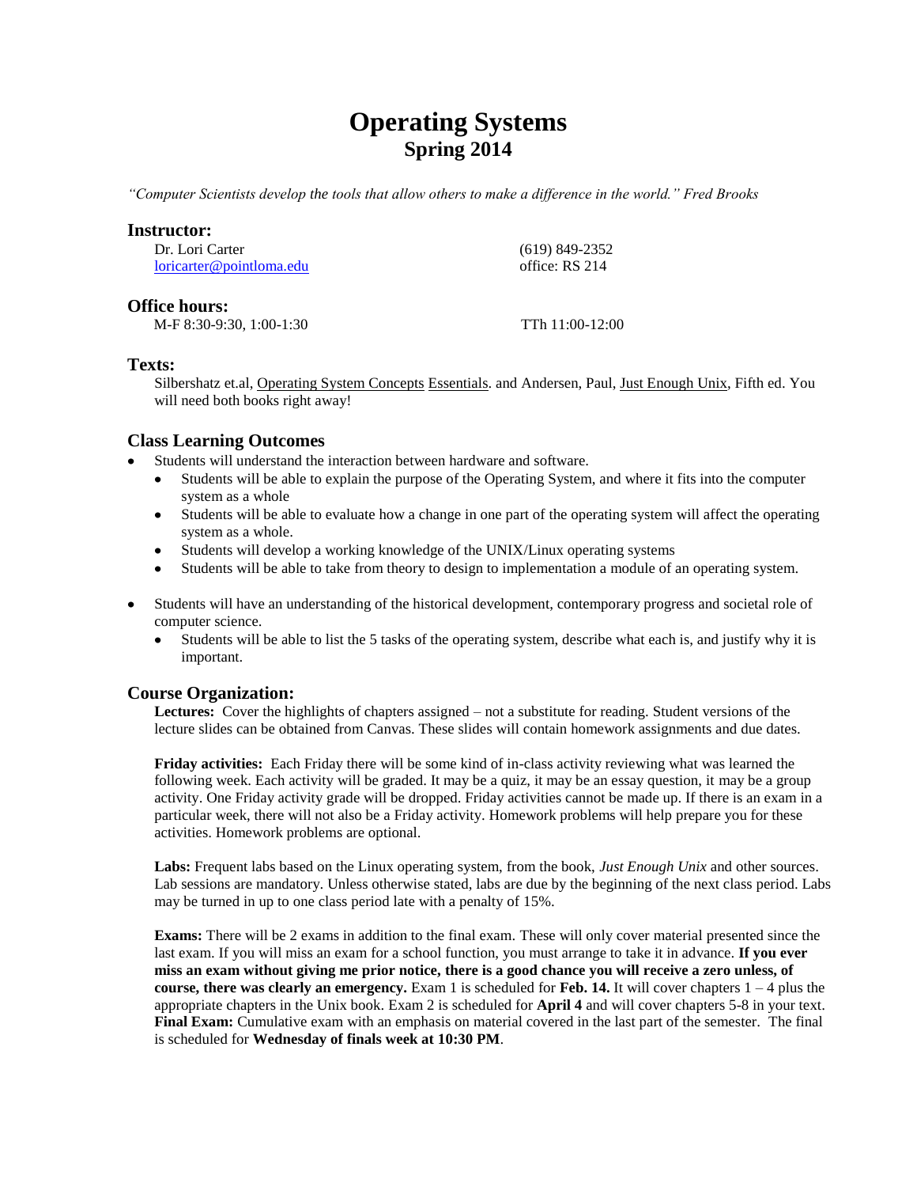# Operating Systems
## Spring 2014

*"Computer Scientists develop the tools that allow others to make a difference in the world." Fred Brooks*

### Instructor:

Dr. Lori Carter (619) 849-2352
loricarter@pointloma.edu office: RS 214

### Office hours:

M-F 8:30-9:30, 1:00-1:30 TTh 11:00-12:00

### Texts:

Silbershatz et.al, Operating System Concepts Essentials. and Andersen, Paul, Just Enough Unix, Fifth ed. You will need both books right away!

### Class Learning Outcomes

- Students will understand the interaction between hardware and software.
  - Students will be able to explain the purpose of the Operating System, and where it fits into the computer system as a whole
  - Students will be able to evaluate how a change in one part of the operating system will affect the operating system as a whole.
  - Students will develop a working knowledge of the UNIX/Linux operating systems
  - Students will be able to take from theory to design to implementation a module of an operating system.
- Students will have an understanding of the historical development, contemporary progress and societal role of computer science.
  - Students will be able to list the 5 tasks of the operating system, describe what each is, and justify why it is important.

### Course Organization:

**Lectures:** Cover the highlights of chapters assigned – not a substitute for reading. Student versions of the lecture slides can be obtained from Canvas. These slides will contain homework assignments and due dates.

**Friday activities:** Each Friday there will be some kind of in-class activity reviewing what was learned the following week. Each activity will be graded. It may be a quiz, it may be an essay question, it may be a group activity. One Friday activity grade will be dropped. Friday activities cannot be made up. If there is an exam in a particular week, there will not also be a Friday activity. Homework problems will help prepare you for these activities. Homework problems are optional.

**Labs:** Frequent labs based on the Linux operating system, from the book, *Just Enough Unix* and other sources. Lab sessions are mandatory. Unless otherwise stated, labs are due by the beginning of the next class period. Labs may be turned in up to one class period late with a penalty of 15%.

**Exams:** There will be 2 exams in addition to the final exam. These will only cover material presented since the last exam. If you will miss an exam for a school function, you must arrange to take it in advance. **If you ever miss an exam without giving me prior notice, there is a good chance you will receive a zero unless, of course, there was clearly an emergency.** Exam 1 is scheduled for **Feb. 14.** It will cover chapters 1 – 4 plus the appropriate chapters in the Unix book. Exam 2 is scheduled for **April 4** and will cover chapters 5-8 in your text. **Final Exam:** Cumulative exam with an emphasis on material covered in the last part of the semester. The final is scheduled for **Wednesday of finals week at 10:30 PM**.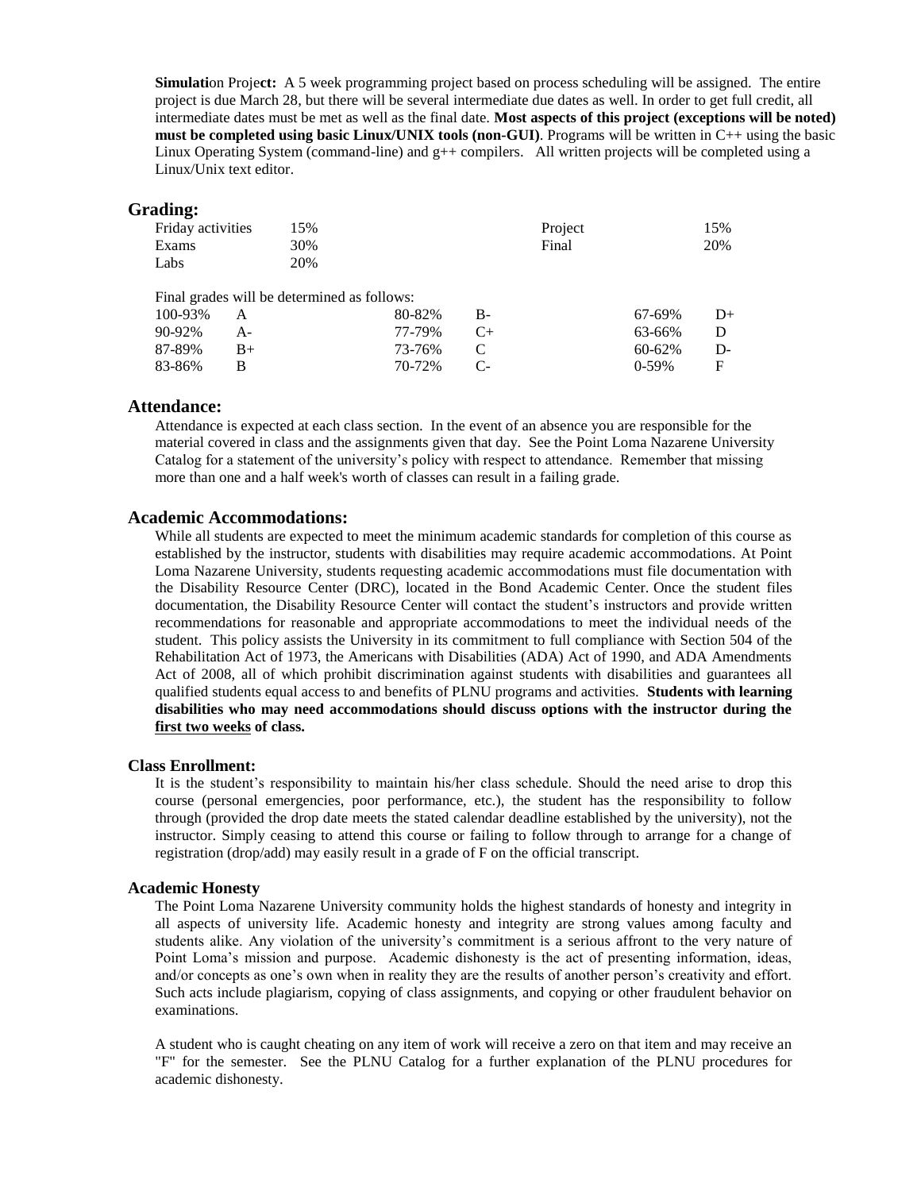**Simulation Project:** A 5 week programming project based on process scheduling will be assigned. The entire project is due March 28, but there will be several intermediate due dates as well. In order to get full credit, all intermediate dates must be met as well as the final date. **Most aspects of this project (exceptions will be noted) must be completed using basic Linux/UNIX tools (non-GUI)**. Programs will be written in C++ using the basic Linux Operating System (command-line) and g++ compilers. All written projects will be completed using a Linux/Unix text editor.

## Grading:

| | | | |
|---|---|---|---|
| Friday activities | 15% | Project | 15% |
| Exams | 30% | Final | 20% |
| Labs | 20% | | |

Final grades will be determined as follows:

| | | | | | |
|---|---|---|---|---|---|
| 100-93% | A | 80-82% | B- | 67-69% | D+ |
| 90-92% | A- | 77-79% | C+ | 63-66% | D |
| 87-89% | B+ | 73-76% | C | 60-62% | D- |
| 83-86% | B | 70-72% | C- | 0-59% | F |

## Attendance:

Attendance is expected at each class section. In the event of an absence you are responsible for the material covered in class and the assignments given that day. See the Point Loma Nazarene University Catalog for a statement of the university's policy with respect to attendance. Remember that missing more than one and a half week's worth of classes can result in a failing grade.

## Academic Accommodations:

While all students are expected to meet the minimum academic standards for completion of this course as established by the instructor, students with disabilities may require academic accommodations. At Point Loma Nazarene University, students requesting academic accommodations must file documentation with the Disability Resource Center (DRC), located in the Bond Academic Center. Once the student files documentation, the Disability Resource Center will contact the student's instructors and provide written recommendations for reasonable and appropriate accommodations to meet the individual needs of the student. This policy assists the University in its commitment to full compliance with Section 504 of the Rehabilitation Act of 1973, the Americans with Disabilities (ADA) Act of 1990, and ADA Amendments Act of 2008, all of which prohibit discrimination against students with disabilities and guarantees all qualified students equal access to and benefits of PLNU programs and activities. **Students with learning disabilities who may need accommodations should discuss options with the instructor during the <u>first two weeks</u> of class.**

### Class Enrollment:

It is the student's responsibility to maintain his/her class schedule. Should the need arise to drop this course (personal emergencies, poor performance, etc.), the student has the responsibility to follow through (provided the drop date meets the stated calendar deadline established by the university), not the instructor. Simply ceasing to attend this course or failing to follow through to arrange for a change of registration (drop/add) may easily result in a grade of F on the official transcript.

### Academic Honesty

The Point Loma Nazarene University community holds the highest standards of honesty and integrity in all aspects of university life. Academic honesty and integrity are strong values among faculty and students alike. Any violation of the university's commitment is a serious affront to the very nature of Point Loma's mission and purpose. Academic dishonesty is the act of presenting information, ideas, and/or concepts as one's own when in reality they are the results of another person's creativity and effort. Such acts include plagiarism, copying of class assignments, and copying or other fraudulent behavior on examinations.

A student who is caught cheating on any item of work will receive a zero on that item and may receive an "F" for the semester. See the PLNU Catalog for a further explanation of the PLNU procedures for academic dishonesty.